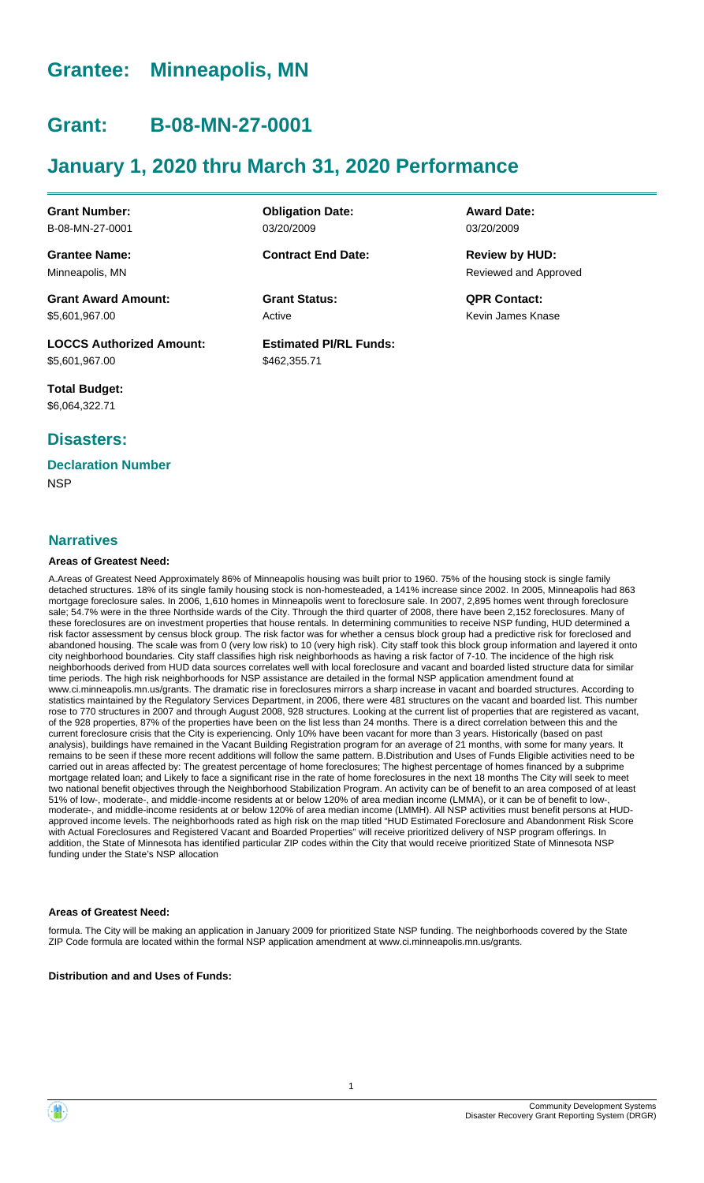# Grantee: Minneapolis, MN

# Grant: B-08-MN-27-0001

# January 1, 2020 thru March 31, 2020 Performance

| | | |
|---|---|---|
| **Grant Number:**<br>B-08-MN-27-0001 | **Obligation Date:**<br>03/20/2009 | **Award Date:**<br>03/20/2009 |
| **Grantee Name:**<br>Minneapolis, MN | **Contract End Date:** | **Review by HUD:**<br>Reviewed and Approved |
| **Grant Award Amount:**<br>$5,601,967.00 | **Grant Status:**<br>Active | **QPR Contact:**<br>Kevin James Knase |
| **LOCCS Authorized Amount:**<br>$5,601,967.00 | **Estimated PI/RL Funds:**<br>$462,355.71 | |
| **Total Budget:**<br>$6,064,322.71 | | |

## Disasters:

### Declaration Number

NSP

## Narratives

#### Areas of Greatest Need:

A.Areas of Greatest Need Approximately 86% of Minneapolis housing was built prior to 1960. 75% of the housing stock is single family detached structures. 18% of its single family housing stock is non-homesteaded, a 141% increase since 2002. In 2005, Minneapolis had 863 mortgage foreclosure sales. In 2006, 1,610 homes in Minneapolis went to foreclosure sale. In 2007, 2,895 homes went through foreclosure sale; 54.7% were in the three Northside wards of the City. Through the third quarter of 2008, there have been 2,152 foreclosures. Many of these foreclosures are on investment properties that house rentals. In determining communities to receive NSP funding, HUD determined a risk factor assessment by census block group. The risk factor was for whether a census block group had a predictive risk for foreclosed and abandoned housing. The scale was from 0 (very low risk) to 10 (very high risk). City staff took this block group information and layered it onto city neighborhood boundaries. City staff classifies high risk neighborhoods as having a risk factor of 7-10. The incidence of the high risk neighborhoods derived from HUD data sources correlates well with local foreclosure and vacant and boarded listed structure data for similar time periods. The high risk neighborhoods for NSP assistance are detailed in the formal NSP application amendment found at www.ci.minneapolis.mn.us/grants. The dramatic rise in foreclosures mirrors a sharp increase in vacant and boarded structures. According to statistics maintained by the Regulatory Services Department, in 2006, there were 481 structures on the vacant and boarded list. This number rose to 770 structures in 2007 and through August 2008, 928 structures. Looking at the current list of properties that are registered as vacant, of the 928 properties, 87% of the properties have been on the list less than 24 months. There is a direct correlation between this and the current foreclosure crisis that the City is experiencing. Only 10% have been vacant for more than 3 years. Historically (based on past analysis), buildings have remained in the Vacant Building Registration program for an average of 21 months, with some for many years. It remains to be seen if these more recent additions will follow the same pattern. B.Distribution and Uses of Funds Eligible activities need to be carried out in areas affected by: The greatest percentage of home foreclosures; The highest percentage of homes financed by a subprime mortgage related loan; and Likely to face a significant rise in the rate of home foreclosures in the next 18 months The City will seek to meet two national benefit objectives through the Neighborhood Stabilization Program. An activity can be of benefit to an area composed of at least 51% of low-, moderate-, and middle-income residents at or below 120% of area median income (LMMA), or it can be of benefit to low-, moderate-, and middle-income residents at or below 120% of area median income (LMMH). All NSP activities must benefit persons at HUD-approved income levels. The neighborhoods rated as high risk on the map titled "HUD Estimated Foreclosure and Abandonment Risk Score with Actual Foreclosures and Registered Vacant and Boarded Properties" will receive prioritized delivery of NSP program offerings. In addition, the State of Minnesota has identified particular ZIP codes within the City that would receive prioritized State of Minnesota NSP funding under the State's NSP allocation

#### Areas of Greatest Need:

formula. The City will be making an application in January 2009 for prioritized State NSP funding. The neighborhoods covered by the State ZIP Code formula are located within the formal NSP application amendment at www.ci.minneapolis.mn.us/grants.

#### Distribution and and Uses of Funds: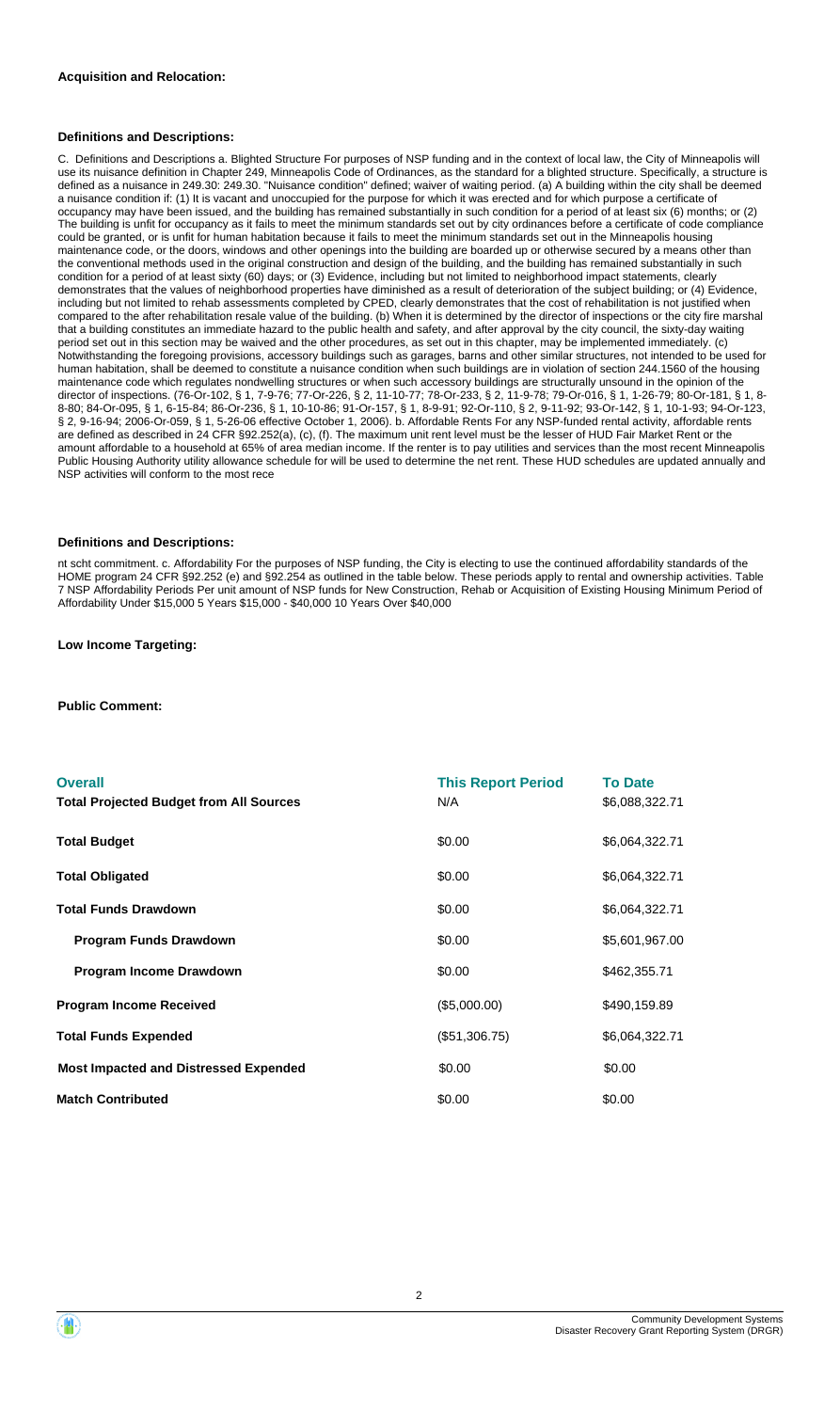**Acquisition and Relocation:**

**Definitions and Descriptions:**

C. Definitions and Descriptions a. Blighted Structure For purposes of NSP funding and in the context of local law, the City of Minneapolis will use its nuisance definition in Chapter 249, Minneapolis Code of Ordinances, as the standard for a blighted structure. Specifically, a structure is defined as a nuisance in 249.30: 249.30. "Nuisance condition" defined; waiver of waiting period. (a) A building within the city shall be deemed a nuisance condition if: (1) It is vacant and unoccupied for the purpose for which it was erected and for which purpose a certificate of occupancy may have been issued, and the building has remained substantially in such condition for a period of at least six (6) months; or (2) The building is unfit for occupancy as it fails to meet the minimum standards set out by city ordinances before a certificate of code compliance could be granted, or is unfit for human habitation because it fails to meet the minimum standards set out in the Minneapolis housing maintenance code, or the doors, windows and other openings into the building are boarded up or otherwise secured by a means other than the conventional methods used in the original construction and design of the building, and the building has remained substantially in such condition for a period of at least sixty (60) days; or (3) Evidence, including but not limited to neighborhood impact statements, clearly demonstrates that the values of neighborhood properties have diminished as a result of deterioration of the subject building; or (4) Evidence, including but not limited to rehab assessments completed by CPED, clearly demonstrates that the cost of rehabilitation is not justified when compared to the after rehabilitation resale value of the building. (b) When it is determined by the director of inspections or the city fire marshal that a building constitutes an immediate hazard to the public health and safety, and after approval by the city council, the sixty-day waiting period set out in this section may be waived and the other procedures, as set out in this chapter, may be implemented immediately. (c) Notwithstanding the foregoing provisions, accessory buildings such as garages, barns and other similar structures, not intended to be used for human habitation, shall be deemed to constitute a nuisance condition when such buildings are in violation of section 244.1560 of the housing maintenance code which regulates nondwelling structures or when such accessory buildings are structurally unsound in the opinion of the director of inspections. (76-Or-102, § 1, 7-9-76; 77-Or-226, § 2, 11-10-77; 78-Or-233, § 2, 11-9-78; 79-Or-016, § 1, 1-26-79; 80-Or-181, § 1, 8-8-80; 84-Or-095, § 1, 6-15-84; 86-Or-236, § 1, 10-10-86; 91-Or-157, § 1, 8-9-91; 92-Or-110, § 2, 9-11-92; 93-Or-142, § 1, 10-1-93; 94-Or-123, § 2, 9-16-94; 2006-Or-059, § 1, 5-26-06 effective October 1, 2006). b. Affordable Rents For any NSP-funded rental activity, affordable rents are defined as described in 24 CFR §92.252(a), (c), (f). The maximum unit rent level must be the lesser of HUD Fair Market Rent or the amount affordable to a household at 65% of area median income. If the renter is to pay utilities and services than the most recent Minneapolis Public Housing Authority utility allowance schedule for will be used to determine the net rent. These HUD schedules are updated annually and NSP activities will conform to the most rece

**Definitions and Descriptions:**

nt scht commitment. c. Affordability For the purposes of NSP funding, the City is electing to use the continued affordability standards of the HOME program 24 CFR §92.252 (e) and §92.254 as outlined in the table below. These periods apply to rental and ownership activities. Table 7 NSP Affordability Periods Per unit amount of NSP funds for New Construction, Rehab or Acquisition of Existing Housing Minimum Period of Affordability Under $15,000 5 Years $15,000 - $40,000 10 Years Over $40,000

**Low Income Targeting:**

**Public Comment:**

| Overall | This Report Period | To Date |
|---|---|---|
| Total Projected Budget from All Sources | N/A | $6,088,322.71 |
| Total Budget | $0.00 | $6,064,322.71 |
| Total Obligated | $0.00 | $6,064,322.71 |
| Total Funds Drawdown | $0.00 | $6,064,322.71 |
| Program Funds Drawdown | $0.00 | $5,601,967.00 |
| Program Income Drawdown | $0.00 | $462,355.71 |
| Program Income Received | ($5,000.00) | $490,159.89 |
| Total Funds Expended | ($51,306.75) | $6,064,322.71 |
| Most Impacted and Distressed Expended | $0.00 | $0.00 |
| Match Contributed | $0.00 | $0.00 |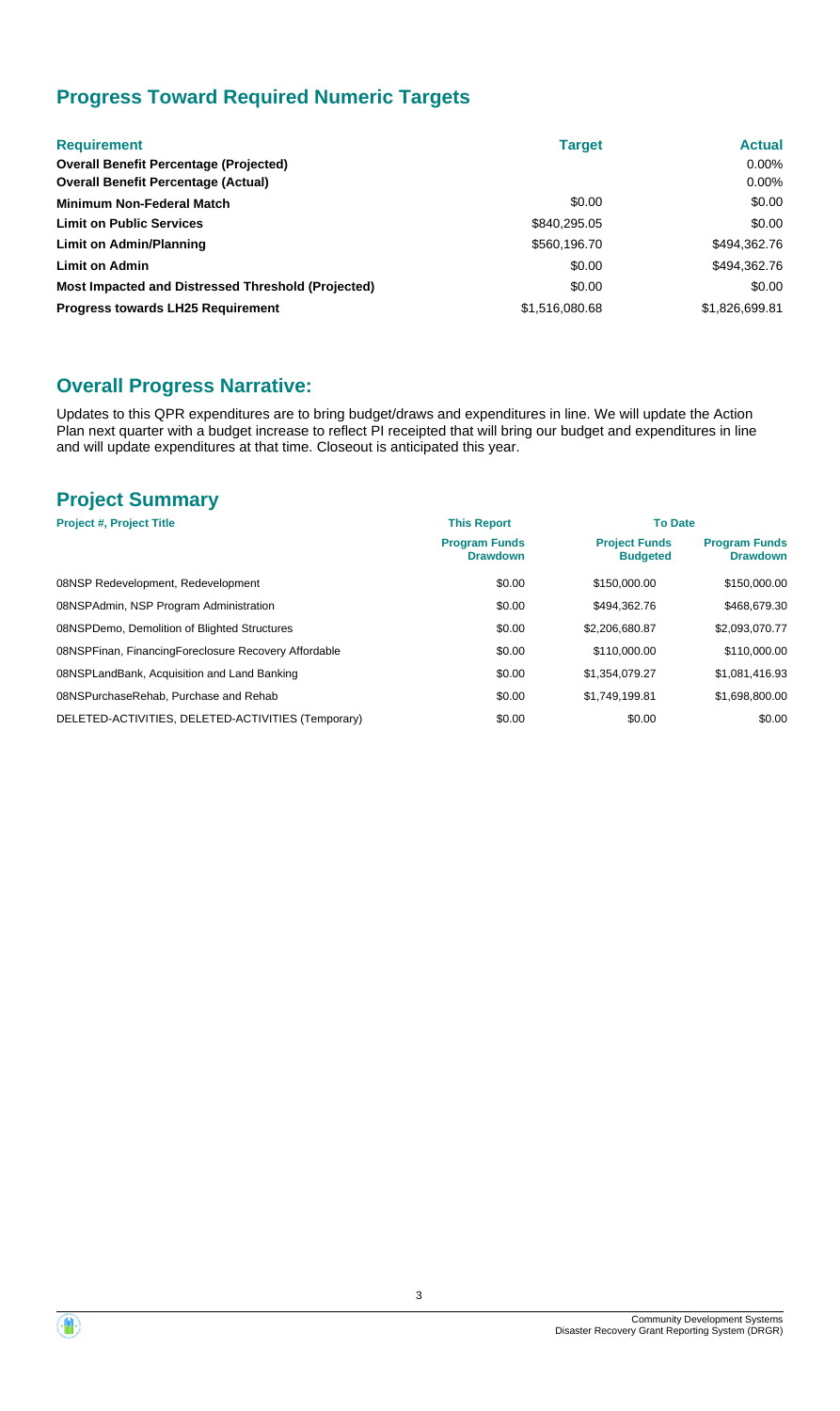## Progress Toward Required Numeric Targets

| Requirement | Target | Actual |
| --- | --- | --- |
| **Overall Benefit Percentage (Projected)** | | 0.00% |
| **Overall Benefit Percentage (Actual)** | | 0.00% |
| **Minimum Non-Federal Match** | $0.00 | $0.00 |
| **Limit on Public Services** | $840,295.05 | $0.00 |
| **Limit on Admin/Planning** | $560,196.70 | $494,362.76 |
| **Limit on Admin** | $0.00 | $494,362.76 |
| **Most Impacted and Distressed Threshold (Projected)** | $0.00 | $0.00 |
| **Progress towards LH25 Requirement** | $1,516,080.68 | $1,826,699.81 |

## Overall Progress Narrative:

Updates to this QPR expenditures are to bring budget/draws and expenditures in line. We will update the Action Plan next quarter with a budget increase to reflect PI receipted that will bring our budget and expenditures in line and will update expenditures at that time. Closeout is anticipated this year.

## Project Summary

| Project #, Project Title | This Report | To Date | |
| --- | --- | --- | --- |
| | **Program Funds Drawdown** | **Project Funds Budgeted** | **Program Funds Drawdown** |
| 08NSP Redevelopment, Redevelopment | $0.00 | $150,000.00 | $150,000.00 |
| 08NSPAdmin, NSP Program Administration | $0.00 | $494,362.76 | $468,679.30 |
| 08NSPDemo, Demolition of Blighted Structures | $0.00 | $2,206,680.87 | $2,093,070.77 |
| 08NSPFinan, FinancingForeclosure Recovery Affordable | $0.00 | $110,000.00 | $110,000.00 |
| 08NSPLandBank, Acquisition and Land Banking | $0.00 | $1,354,079.27 | $1,081,416.93 |
| 08NSPurchaseRehab, Purchase and Rehab | $0.00 | $1,749,199.81 | $1,698,800.00 |
| DELETED-ACTIVITIES, DELETED-ACTIVITIES (Temporary) | $0.00 | $0.00 | $0.00 |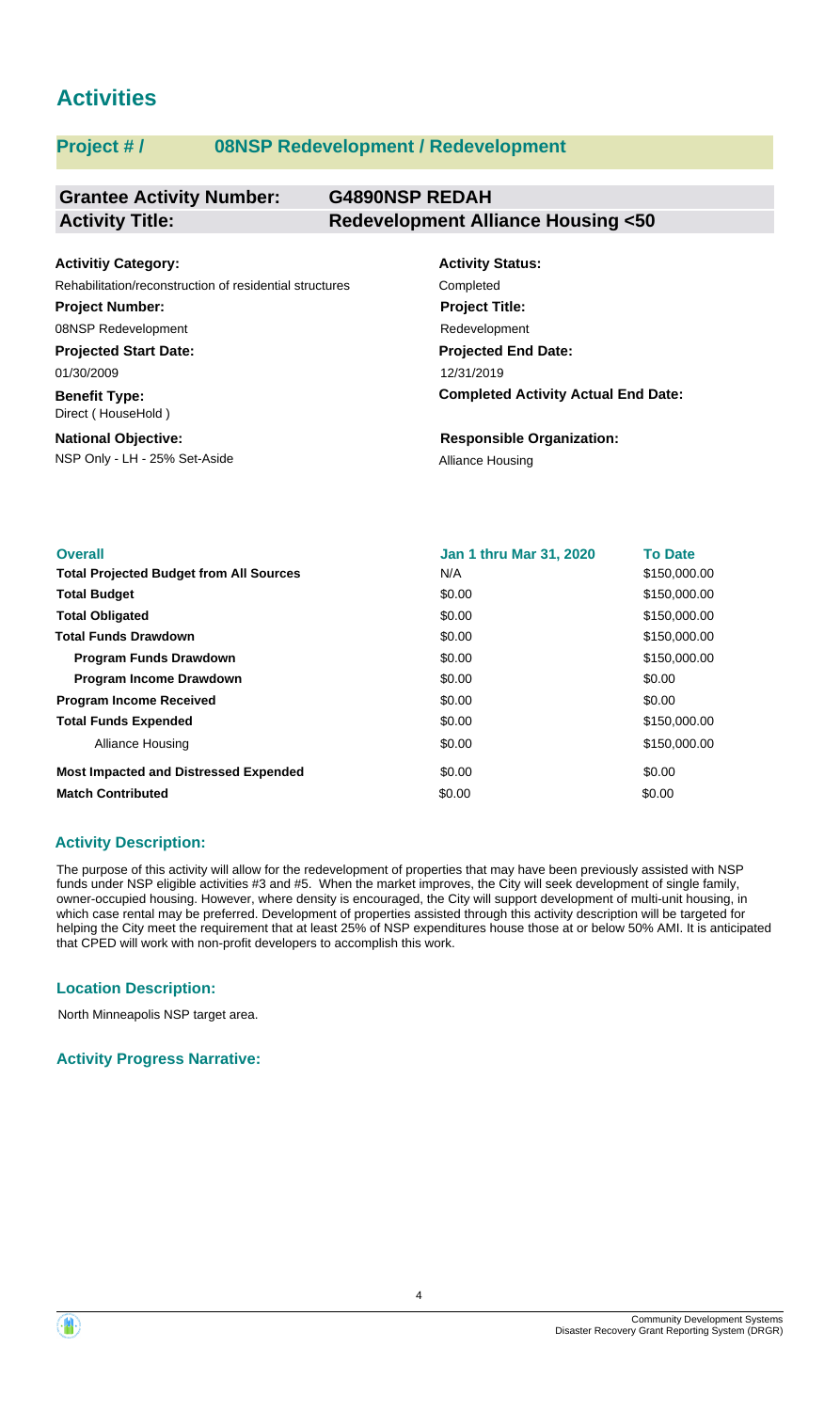# Activities

## Project # / 08NSP Redevelopment / Redevelopment

| **Grantee Activity Number:** | **G4890NSP REDAH** |
|---|---|
| **Activity Title:** | **Redevelopment Alliance Housing <50** |

**Activitiy Category:**
Rehabilitation/reconstruction of residential structures

**Activity Status:**
Completed

**Project Number:**
08NSP Redevelopment

**Project Title:**
Redevelopment

**Projected Start Date:**
01/30/2009

**Projected End Date:**
12/31/2019

**Benefit Type:**
Direct ( HouseHold )

**Completed Activity Actual End Date:**

**National Objective:**
NSP Only - LH - 25% Set-Aside

**Responsible Organization:**
Alliance Housing

| **Overall** | **Jan 1 thru Mar 31, 2020** | **To Date** |
|---|---|---|
| **Total Projected Budget from All Sources** | N/A | $150,000.00 |
| **Total Budget** | $0.00 | $150,000.00 |
| **Total Obligated** | $0.00 | $150,000.00 |
| **Total Funds Drawdown** | $0.00 | $150,000.00 |
| **Program Funds Drawdown** | $0.00 | $150,000.00 |
| **Program Income Drawdown** | $0.00 | $0.00 |
| **Program Income Received** | $0.00 | $0.00 |
| **Total Funds Expended** | $0.00 | $150,000.00 |
| Alliance Housing | $0.00 | $150,000.00 |
| **Most Impacted and Distressed Expended** | $0.00 | $0.00 |
| **Match Contributed** | $0.00 | $0.00 |

### Activity Description:

The purpose of this activity will allow for the redevelopment of properties that may have been previously assisted with NSP funds under NSP eligible activities #3 and #5. When the market improves, the City will seek development of single family, owner-occupied housing. However, where density is encouraged, the City will support development of multi-unit housing, in which case rental may be preferred. Development of properties assisted through this activity description will be targeted for helping the City meet the requirement that at least 25% of NSP expenditures house those at or below 50% AMI. It is anticipated that CPED will work with non-profit developers to accomplish this work.

### Location Description:

North Minneapolis NSP target area.

### Activity Progress Narrative: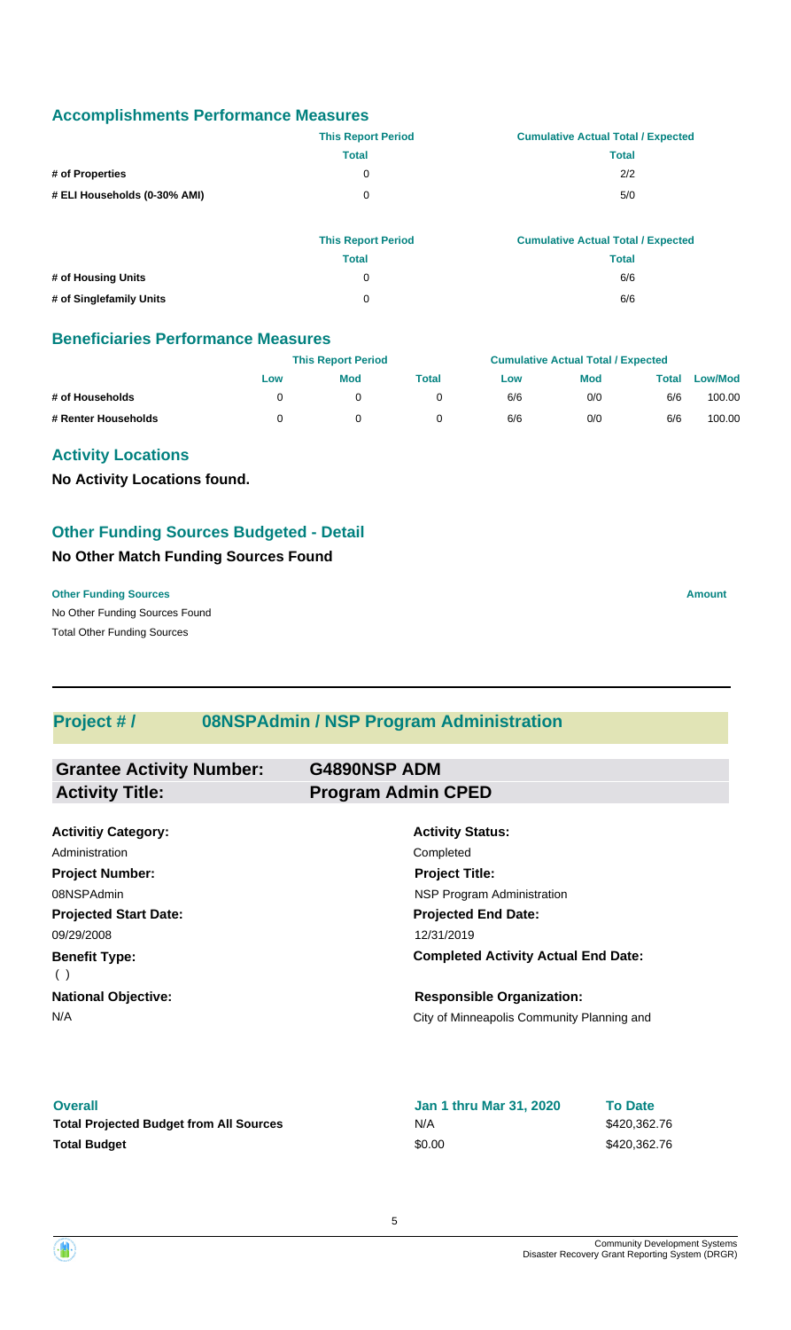## Accomplishments Performance Measures

| | This Report Period | Cumulative Actual Total / Expected |
|---|---|---|
| | Total | Total |
| # of Properties | 0 | 2/2 |
| # ELI Households (0-30% AMI) | 0 | 5/0 |

| | This Report Period | Cumulative Actual Total / Expected |
|---|---|---|
| | Total | Total |
| # of Housing Units | 0 | 6/6 |
| # of Singlefamily Units | 0 | 6/6 |

## Beneficiaries Performance Measures

| | This Report Period | | | Cumulative Actual Total / Expected | | | |
|---|---|---|---|---|---|---|---|
| | Low | Mod | Total | Low | Mod | Total | Low/Mod |
| # of Households | 0 | 0 | 0 | 6/6 | 0/0 | 6/6 | 100.00 |
| # Renter Households | 0 | 0 | 0 | 6/6 | 0/0 | 6/6 | 100.00 |

## Activity Locations

**No Activity Locations found.**

## Other Funding Sources Budgeted - Detail

### No Other Match Funding Sources Found

| Other Funding Sources | Amount |
|---|---|
| No Other Funding Sources Found | |
| Total Other Funding Sources | |

---

## Project # / 08NSPAdmin / NSP Program Administration

| | |
|---|---|
| **Grantee Activity Number:** | **G4890NSP ADM** |
| **Activity Title:** | **Program Admin CPED** |

| | |
|---|---|
| **Activitiy Category:** | **Activity Status:** |
| Administration | Completed |
| **Project Number:** | **Project Title:** |
| 08NSPAdmin | NSP Program Administration |
| **Projected Start Date:** | **Projected End Date:** |
| 09/29/2008 | 12/31/2019 |
| **Benefit Type:** | **Completed Activity Actual End Date:** |
| ( ) | |
| **National Objective:** | **Responsible Organization:** |
| N/A | City of Minneapolis Community Planning and |

| Overall | Jan 1 thru Mar 31, 2020 | To Date |
|---|---|---|
| **Total Projected Budget from All Sources** | N/A | $420,362.76 |
| **Total Budget** | $0.00 | $420,362.76 |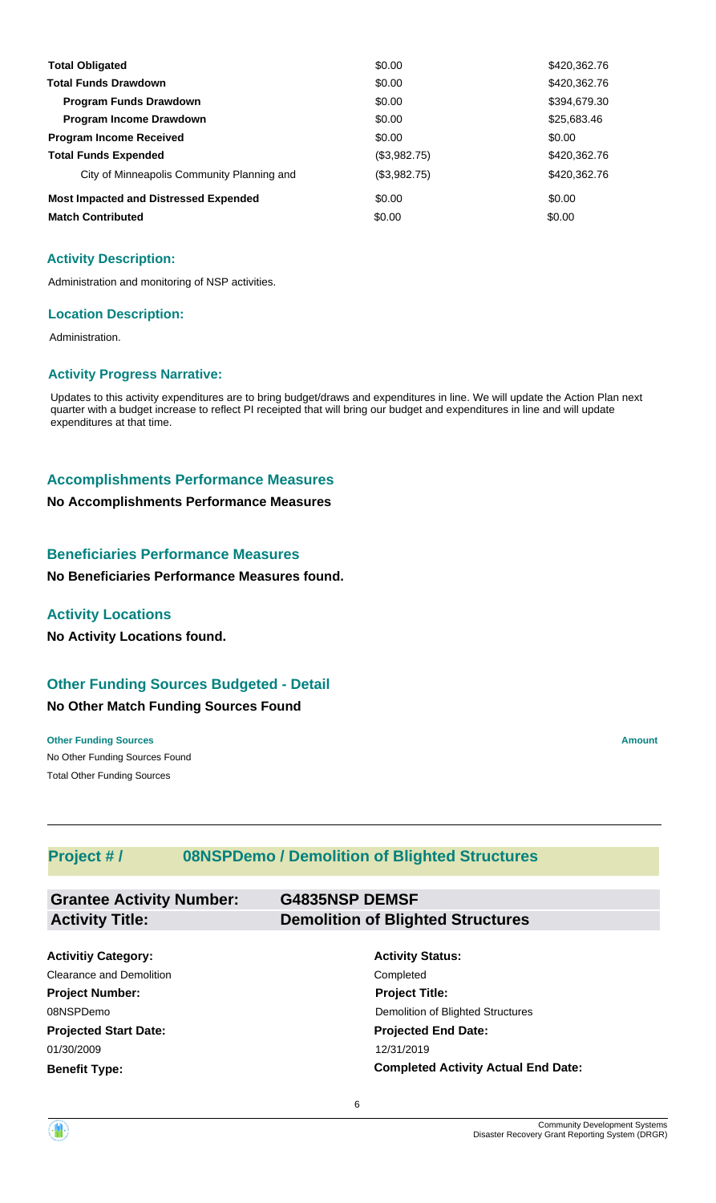| | | |
|---|---|---|
| **Total Obligated** | $0.00 | $420,362.76 |
| **Total Funds Drawdown** | $0.00 | $420,362.76 |
| **Program Funds Drawdown** | $0.00 | $394,679.30 |
| **Program Income Drawdown** | $0.00 | $25,683.46 |
| **Program Income Received** | $0.00 | $0.00 |
| **Total Funds Expended** | ($3,982.75) | $420,362.76 |
| City of Minneapolis Community Planning and | ($3,982.75) | $420,362.76 |
| **Most Impacted and Distressed Expended** | $0.00 | $0.00 |
| **Match Contributed** | $0.00 | $0.00 |

### Activity Description:

Administration and monitoring of NSP activities.

### Location Description:

Administration.

### Activity Progress Narrative:

Updates to this activity expenditures are to bring budget/draws and expenditures in line. We will update the Action Plan next quarter with a budget increase to reflect PI receipted that will bring our budget and expenditures in line and will update expenditures at that time.

## Accomplishments Performance Measures

**No Accomplishments Performance Measures**

## Beneficiaries Performance Measures

**No Beneficiaries Performance Measures found.**

## Activity Locations

**No Activity Locations found.**

## Other Funding Sources Budgeted - Detail

**No Other Match Funding Sources Found**

| **Other Funding Sources** | **Amount** |
|---|---|
| No Other Funding Sources Found | |
| Total Other Funding Sources | |

---

## Project # / 08NSPDemo / Demolition of Blighted Structures

| | |
|---|---|
| **Grantee Activity Number:** | **G4835NSP DEMSF** |
| **Activity Title:** | **Demolition of Blighted Structures** |

| | |
|---|---|
| **Activitiy Category:** | **Activity Status:** |
| Clearance and Demolition | Completed |
| **Project Number:** | **Project Title:** |
| 08NSPDemo | Demolition of Blighted Structures |
| **Projected Start Date:** | **Projected End Date:** |
| 01/30/2009 | 12/31/2019 |
| **Benefit Type:** | **Completed Activity Actual End Date:** |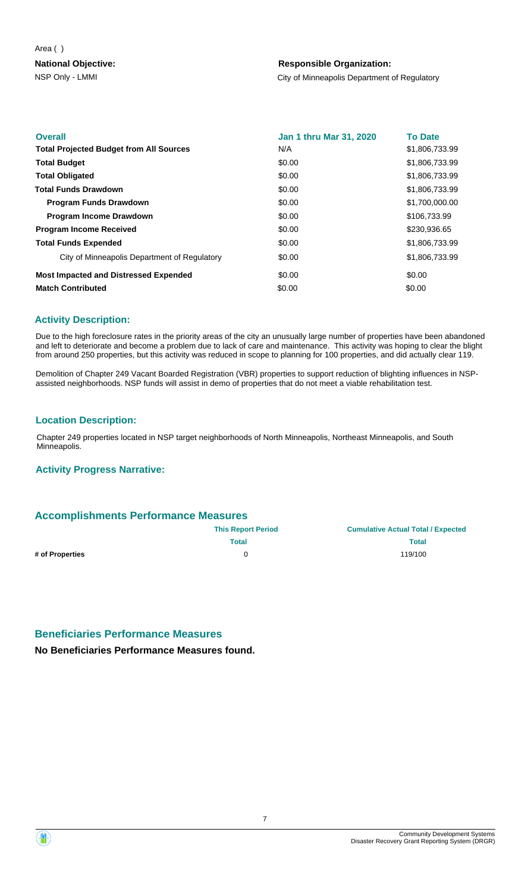Area ( )

**National Objective:**

NSP Only - LMMI

**Responsible Organization:**

City of Minneapolis Department of Regulatory

| **Overall** | **Jan 1 thru Mar 31, 2020** | **To Date** |
|---|---|---|
| **Total Projected Budget from All Sources** | N/A | $1,806,733.99 |
| **Total Budget** | $0.00 | $1,806,733.99 |
| **Total Obligated** | $0.00 | $1,806,733.99 |
| **Total Funds Drawdown** | $0.00 | $1,806,733.99 |
| **Program Funds Drawdown** | $0.00 | $1,700,000.00 |
| **Program Income Drawdown** | $0.00 | $106,733.99 |
| **Program Income Received** | $0.00 | $230,936.65 |
| **Total Funds Expended** | $0.00 | $1,806,733.99 |
| City of Minneapolis Department of Regulatory | $0.00 | $1,806,733.99 |
| **Most Impacted and Distressed Expended** | $0.00 | $0.00 |
| **Match Contributed** | $0.00 | $0.00 |

## Activity Description:

Due to the high foreclosure rates in the priority areas of the city an unusually large number of properties have been abandoned and left to deteriorate and become a problem due to lack of care and maintenance. This activity was hoping to clear the blight from around 250 properties, but this activity was reduced in scope to planning for 100 properties, and did actually clear 119.

Demolition of Chapter 249 Vacant Boarded Registration (VBR) properties to support reduction of blighting influences in NSP-assisted neighborhoods. NSP funds will assist in demo of properties that do not meet a viable rehabilitation test.

## Location Description:

Chapter 249 properties located in NSP target neighborhoods of North Minneapolis, Northeast Minneapolis, and South Minneapolis.

## Activity Progress Narrative:

## Accomplishments Performance Measures

| | **This Report Period** | **Cumulative Actual Total / Expected** |
|---|---|---|
| | **Total** | **Total** |
| **# of Properties** | 0 | 119/100 |

## Beneficiaries Performance Measures

**No Beneficiaries Performance Measures found.**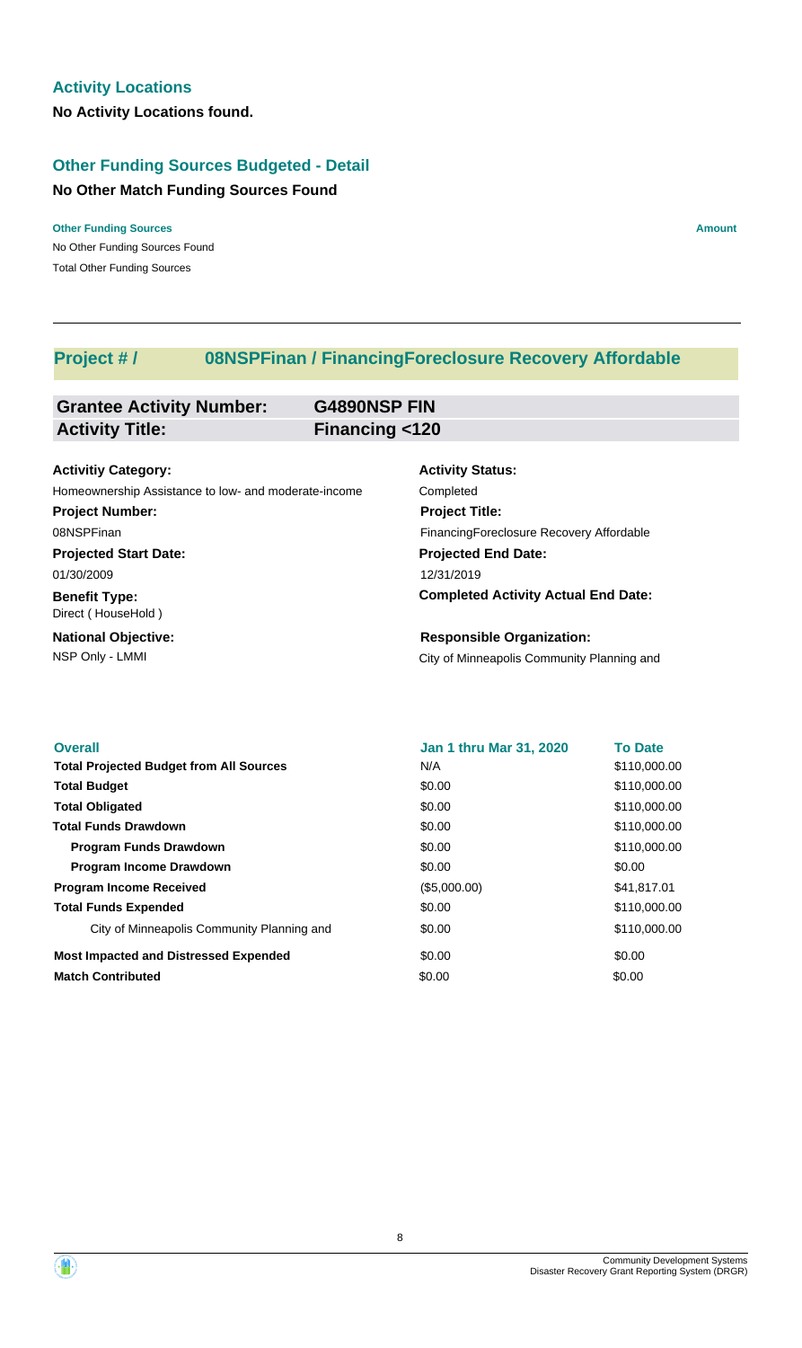## Activity Locations

**No Activity Locations found.**

## Other Funding Sources Budgeted - Detail

**No Other Match Funding Sources Found**

| Other Funding Sources | Amount |
|---|---|
| No Other Funding Sources Found | |
| Total Other Funding Sources | |

---

## Project # / 08NSPFinan / FinancingForeclosure Recovery Affordable

| | |
|---|---|
| **Grantee Activity Number:** | **G4890NSP FIN** |
| **Activity Title:** | **Financing <120** |

**Activitiy Category:**
Homeownership Assistance to low- and moderate-income

**Activity Status:**
Completed

**Project Number:**
08NSPFinan

**Project Title:**
FinancingForeclosure Recovery Affordable

**Projected Start Date:**
01/30/2009

**Projected End Date:**
12/31/2019

**Benefit Type:**
Direct ( HouseHold )

**Completed Activity Actual End Date:**

**National Objective:**
NSP Only - LMMI

**Responsible Organization:**
City of Minneapolis Community Planning and

| Overall | Jan 1 thru Mar 31, 2020 | To Date |
|---|---|---|
| **Total Projected Budget from All Sources** | N/A | $110,000.00 |
| **Total Budget** | $0.00 | $110,000.00 |
| **Total Obligated** | $0.00 | $110,000.00 |
| **Total Funds Drawdown** | $0.00 | $110,000.00 |
| **Program Funds Drawdown** | $0.00 | $110,000.00 |
| **Program Income Drawdown** | $0.00 | $0.00 |
| **Program Income Received** | ($5,000.00) | $41,817.01 |
| **Total Funds Expended** | $0.00 | $110,000.00 |
| City of Minneapolis Community Planning and | $0.00 | $110,000.00 |
| **Most Impacted and Distressed Expended** | $0.00 | $0.00 |
| **Match Contributed** | $0.00 | $0.00 |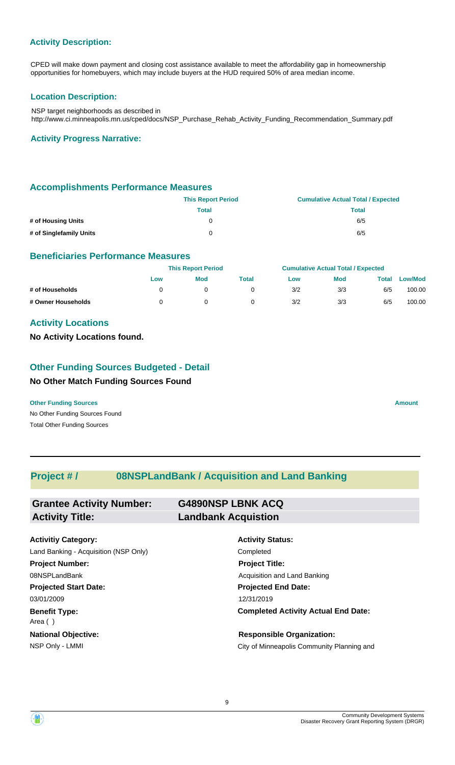### Activity Description:

CPED will make down payment and closing cost assistance available to meet the affordability gap in homeownership opportunities for homebuyers, which may include buyers at the HUD required 50% of area median income.

### Location Description:

NSP target neighborhoods as described in http://www.ci.minneapolis.mn.us/cped/docs/NSP_Purchase_Rehab_Activity_Funding_Recommendation_Summary.pdf

### Activity Progress Narrative:

## Accomplishments Performance Measures

| | This Report Period | Cumulative Actual Total / Expected |
|---|---|---|
| | Total | Total |
| # of Housing Units | 0 | 6/5 |
| # of Singlefamily Units | 0 | 6/5 |

## Beneficiaries Performance Measures

| | This Report Period | | | Cumulative Actual Total / Expected | | | |
|---|---|---|---|---|---|---|---|
| | Low | Mod | Total | Low | Mod | Total | Low/Mod |
| # of Households | 0 | 0 | 0 | 3/2 | 3/3 | 6/5 | 100.00 |
| # Owner Households | 0 | 0 | 0 | 3/2 | 3/3 | 6/5 | 100.00 |

## Activity Locations

**No Activity Locations found.**

## Other Funding Sources Budgeted - Detail

### No Other Match Funding Sources Found

| Other Funding Sources | Amount |
|---|---|
| No Other Funding Sources Found | |
| Total Other Funding Sources | |

## Project # / 08NSPLandBank / Acquisition and Land Banking

| | |
|---|---|
| **Grantee Activity Number:** | **G4890NSP LBNK ACQ** |
| **Activity Title:** | **Landbank Acquistion** |

**Activitiy Category:**
Land Banking - Acquisition (NSP Only)

**Activity Status:**
Completed

**Project Number:**
08NSPLandBank

**Project Title:**
Acquisition and Land Banking

**Projected Start Date:**
03/01/2009

**Projected End Date:**
12/31/2019

**Benefit Type:**
Area ( )

**Completed Activity Actual End Date:**

**National Objective:**
NSP Only - LMMI

**Responsible Organization:**
City of Minneapolis Community Planning and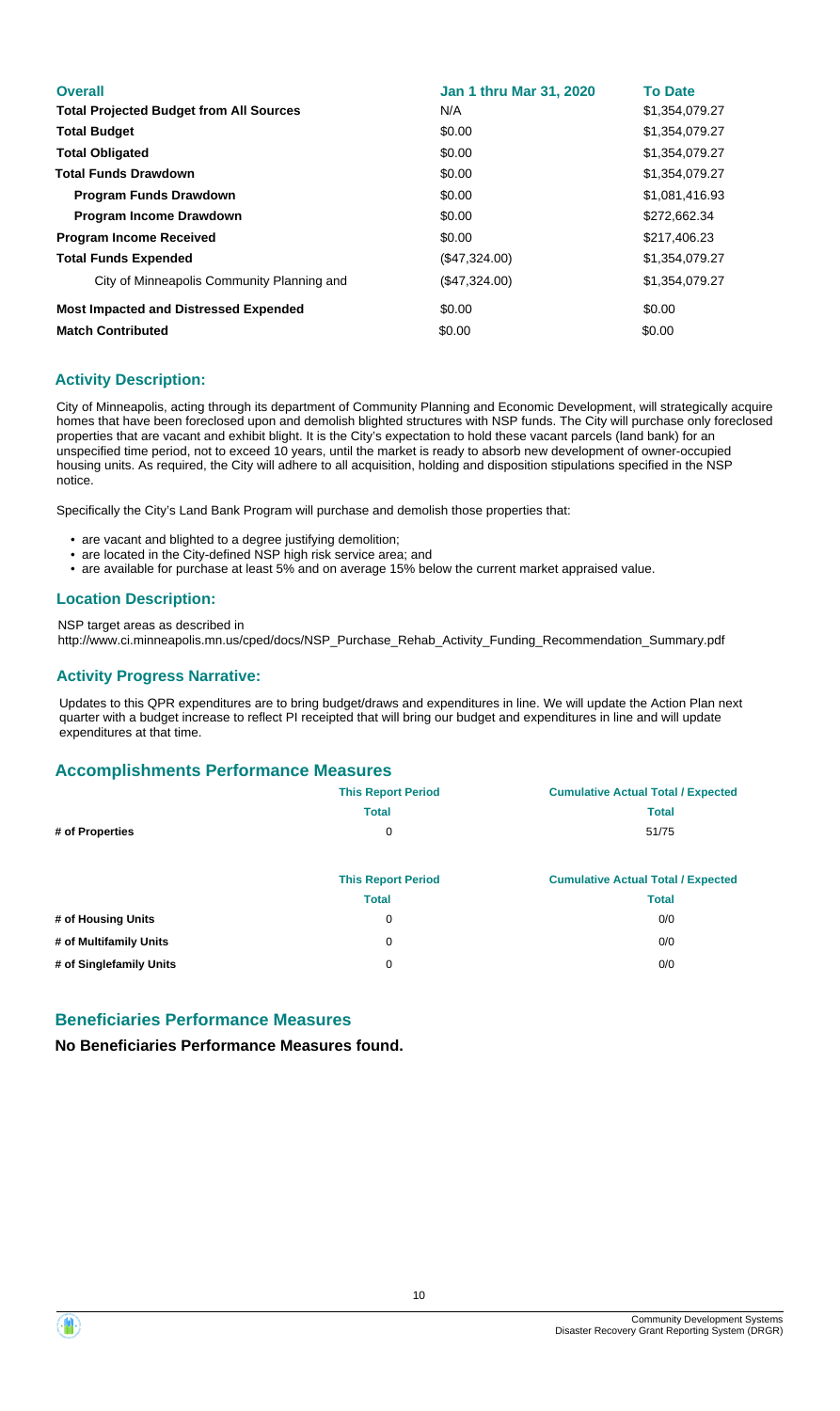| Overall | Jan 1 thru Mar 31, 2020 | To Date |
|---|---|---|
| **Total Projected Budget from All Sources** | N/A | $1,354,079.27 |
| **Total Budget** | $0.00 | $1,354,079.27 |
| **Total Obligated** | $0.00 | $1,354,079.27 |
| **Total Funds Drawdown** | $0.00 | $1,354,079.27 |
| **Program Funds Drawdown** | $0.00 | $1,081,416.93 |
| **Program Income Drawdown** | $0.00 | $272,662.34 |
| **Program Income Received** | $0.00 | $217,406.23 |
| **Total Funds Expended** | ($47,324.00) | $1,354,079.27 |
| City of Minneapolis Community Planning and | ($47,324.00) | $1,354,079.27 |
| **Most Impacted and Distressed Expended** | $0.00 | $0.00 |
| **Match Contributed** | $0.00 | $0.00 |

## Activity Description:

City of Minneapolis, acting through its department of Community Planning and Economic Development, will strategically acquire homes that have been foreclosed upon and demolish blighted structures with NSP funds. The City will purchase only foreclosed properties that are vacant and exhibit blight. It is the City's expectation to hold these vacant parcels (land bank) for an unspecified time period, not to exceed 10 years, until the market is ready to absorb new development of owner-occupied housing units. As required, the City will adhere to all acquisition, holding and disposition stipulations specified in the NSP notice.

Specifically the City's Land Bank Program will purchase and demolish those properties that:

- are vacant and blighted to a degree justifying demolition;
- are located in the City-defined NSP high risk service area; and
- are available for purchase at least 5% and on average 15% below the current market appraised value.

## Location Description:

NSP target areas as described in http://www.ci.minneapolis.mn.us/cped/docs/NSP_Purchase_Rehab_Activity_Funding_Recommendation_Summary.pdf

## Activity Progress Narrative:

Updates to this QPR expenditures are to bring budget/draws and expenditures in line. We will update the Action Plan next quarter with a budget increase to reflect PI receipted that will bring our budget and expenditures in line and will update expenditures at that time.

## Accomplishments Performance Measures

| | This Report Period | Cumulative Actual Total / Expected |
|---|---|---|
| | Total | Total |
| **# of Properties** | 0 | 51/75 |

| | This Report Period | Cumulative Actual Total / Expected |
|---|---|---|
| | Total | Total |
| **# of Housing Units** | 0 | 0/0 |
| **# of Multifamily Units** | 0 | 0/0 |
| **# of Singlefamily Units** | 0 | 0/0 |

## Beneficiaries Performance Measures

**No Beneficiaries Performance Measures found.**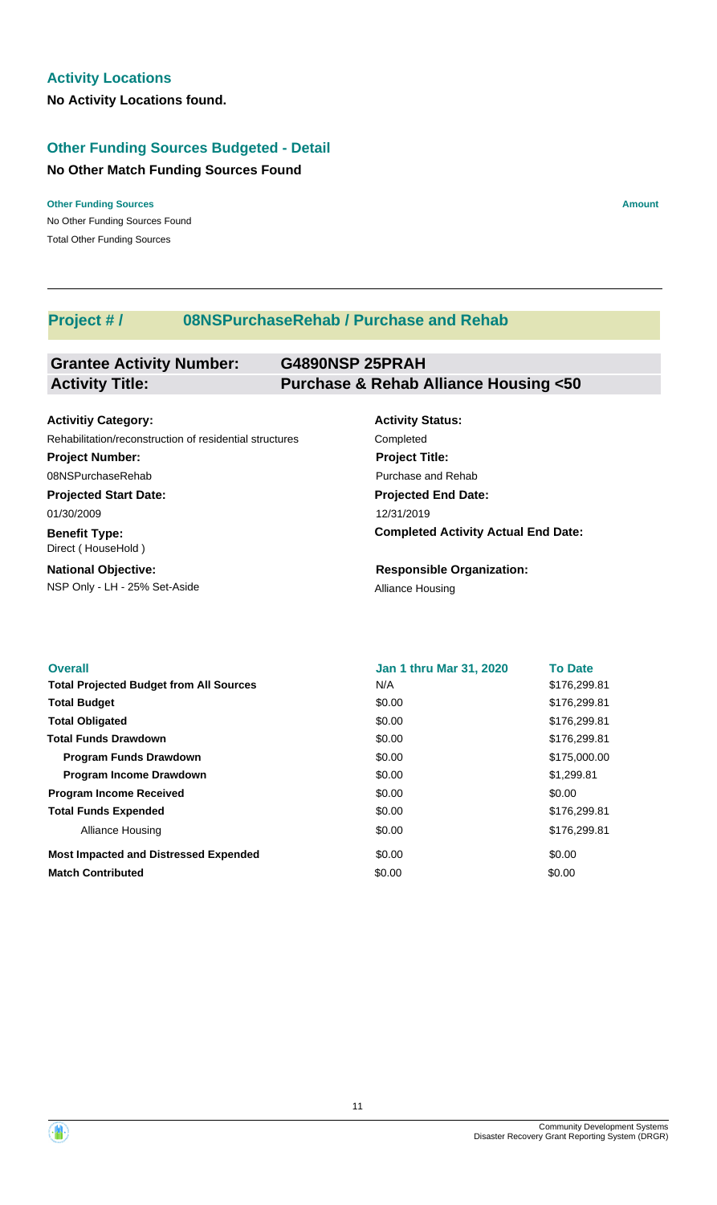## Activity Locations

**No Activity Locations found.**

## Other Funding Sources Budgeted - Detail

**No Other Match Funding Sources Found**

| Other Funding Sources | Amount |
| --- | --- |
| No Other Funding Sources Found | |
| Total Other Funding Sources | |

## Project # / 08NSPurchaseRehab / Purchase and Rehab

| | |
| --- | --- |
| **Grantee Activity Number:** | **G4890NSP 25PRAH** |
| **Activity Title:** | **Purchase & Rehab Alliance Housing <50** |

**Activitiy Category:**
Rehabilitation/reconstruction of residential structures

**Activity Status:**
Completed

**Project Number:**
08NSPurchaseRehab

**Project Title:**
Purchase and Rehab

**Projected Start Date:**
01/30/2009

**Projected End Date:**
12/31/2019

**Benefit Type:**
Direct ( HouseHold )

**Completed Activity Actual End Date:**

**National Objective:**
NSP Only - LH - 25% Set-Aside

**Responsible Organization:**
Alliance Housing

| Overall | Jan 1 thru Mar 31, 2020 | To Date |
| --- | --- | --- |
| **Total Projected Budget from All Sources** | N/A | $176,299.81 |
| **Total Budget** | $0.00 | $176,299.81 |
| **Total Obligated** | $0.00 | $176,299.81 |
| **Total Funds Drawdown** | $0.00 | $176,299.81 |
| **Program Funds Drawdown** | $0.00 | $175,000.00 |
| **Program Income Drawdown** | $0.00 | $1,299.81 |
| **Program Income Received** | $0.00 | $0.00 |
| **Total Funds Expended** | $0.00 | $176,299.81 |
| Alliance Housing | $0.00 | $176,299.81 |
| **Most Impacted and Distressed Expended** | $0.00 | $0.00 |
| **Match Contributed** | $0.00 | $0.00 |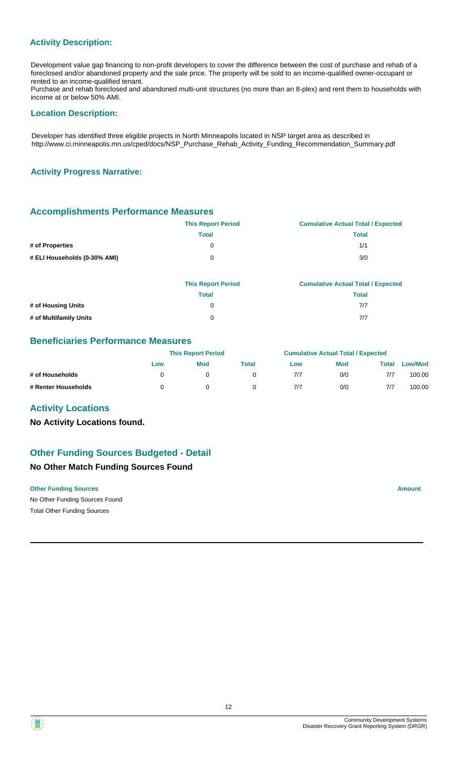## Activity Description:

Development value gap financing to non-profit developers to cover the difference between the cost of purchase and rehab of a foreclosed and/or abandoned property and the sale price. The property will be sold to an income-qualified owner-occupant or rented to an income-qualified tenant.
Purchase and rehab foreclosed and abandoned multi-unit structures (no more than an 8-plex) and rent them to households with income at or below 50% AMI.

## Location Description:

Developer has identified three eligible projects in North Minneapolis located in NSP target area as described in http://www.ci.minneapolis.mn.us/cped/docs/NSP_Purchase_Rehab_Activity_Funding_Recommendation_Summary.pdf

## Activity Progress Narrative:

## Accomplishments Performance Measures

| | This Report Period | Cumulative Actual Total / Expected |
|---|---|---|
| | Total | Total |
| # of Properties | 0 | 1/1 |
| # ELI Households (0-30% AMI) | 0 | 3/0 |

| | This Report Period | Cumulative Actual Total / Expected |
|---|---|---|
| | Total | Total |
| # of Housing Units | 0 | 7/7 |
| # of Multifamily Units | 0 | 7/7 |

## Beneficiaries Performance Measures

| | This Report Period | | | Cumulative Actual Total / Expected | | | |
|---|---|---|---|---|---|---|---|
| | Low | Mod | Total | Low | Mod | Total | Low/Mod |
| # of Households | 0 | 0 | 0 | 7/7 | 0/0 | 7/7 | 100.00 |
| # Renter Households | 0 | 0 | 0 | 7/7 | 0/0 | 7/7 | 100.00 |

## Activity Locations

**No Activity Locations found.**

## Other Funding Sources Budgeted - Detail

### No Other Match Funding Sources Found

| Other Funding Sources | Amount |
|---|---|
| No Other Funding Sources Found | |
| Total Other Funding Sources | |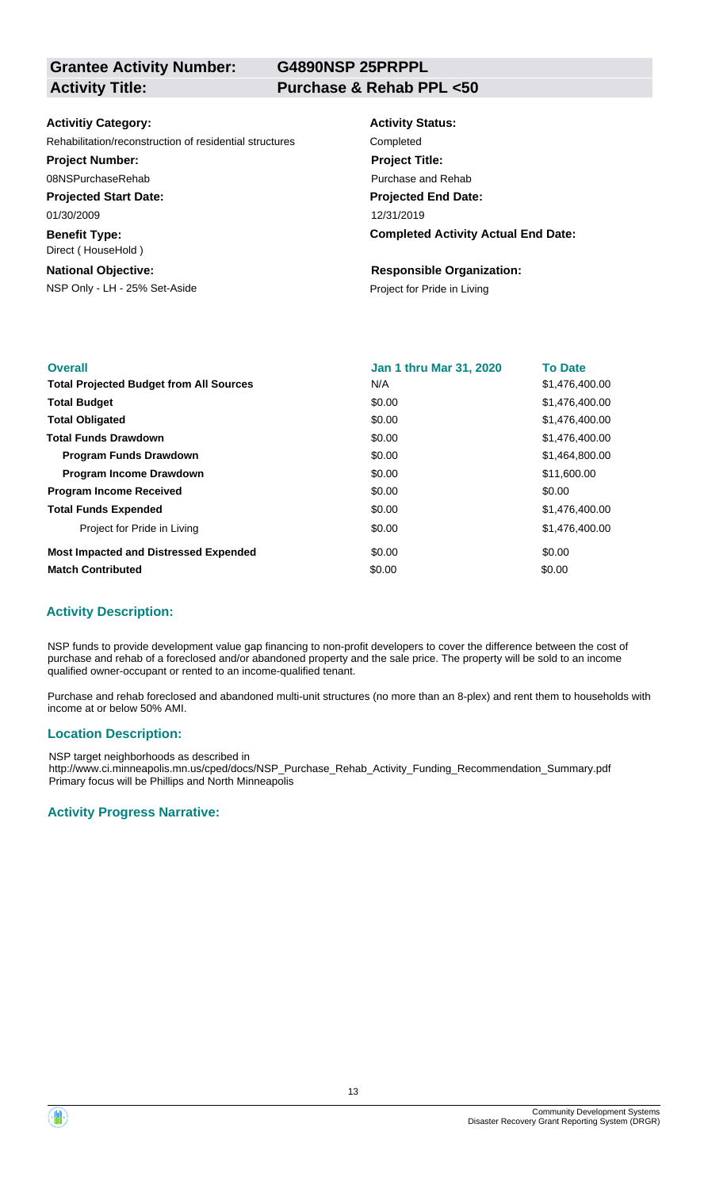**Grantee Activity Number:** G4890NSP 25PRPPL

**Activity Title:** Purchase & Rehab PPL <50

**Activitiy Category:**
Rehabilitation/reconstruction of residential structures

**Project Number:**
08NSPurchaseRehab

**Projected Start Date:**
01/30/2009

**Benefit Type:**
Direct ( HouseHold )

**National Objective:**
NSP Only - LH - 25% Set-Aside

**Activity Status:**
Completed

**Project Title:**
Purchase and Rehab

**Projected End Date:**
12/31/2019

**Completed Activity Actual End Date:**

**Responsible Organization:**
Project for Pride in Living

| Overall | Jan 1 thru Mar 31, 2020 | To Date |
| --- | --- | --- |
| **Total Projected Budget from All Sources** | N/A | $1,476,400.00 |
| **Total Budget** | $0.00 | $1,476,400.00 |
| **Total Obligated** | $0.00 | $1,476,400.00 |
| **Total Funds Drawdown** | $0.00 | $1,476,400.00 |
| **Program Funds Drawdown** | $0.00 | $1,464,800.00 |
| **Program Income Drawdown** | $0.00 | $11,600.00 |
| **Program Income Received** | $0.00 | $0.00 |
| **Total Funds Expended** | $0.00 | $1,476,400.00 |
| Project for Pride in Living | $0.00 | $1,476,400.00 |
| **Most Impacted and Distressed Expended** | $0.00 | $0.00 |
| **Match Contributed** | $0.00 | $0.00 |

### Activity Description:

NSP funds to provide development value gap financing to non-profit developers to cover the difference between the cost of purchase and rehab of a foreclosed and/or abandoned property and the sale price. The property will be sold to an income qualified owner-occupant or rented to an income-qualified tenant.

Purchase and rehab foreclosed and abandoned multi-unit structures (no more than an 8-plex) and rent them to households with income at or below 50% AMI.

### Location Description:

NSP target neighborhoods as described in
http://www.ci.minneapolis.mn.us/cped/docs/NSP_Purchase_Rehab_Activity_Funding_Recommendation_Summary.pdf
Primary focus will be Phillips and North Minneapolis

### Activity Progress Narrative: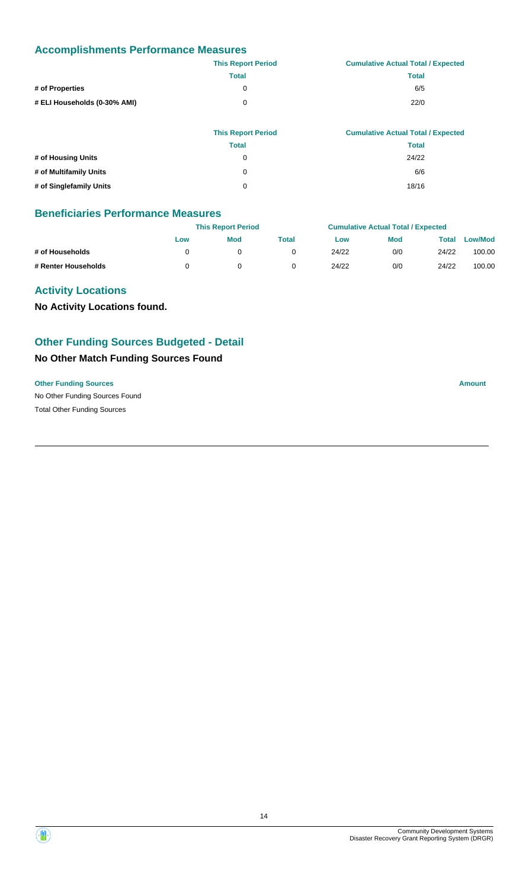## Accomplishments Performance Measures

| | This Report Period | Cumulative Actual Total / Expected |
|---|---|---|
| | Total | Total |
| # of Properties | 0 | 6/5 |
| # ELI Households (0-30% AMI) | 0 | 22/0 |

| | This Report Period | Cumulative Actual Total / Expected |
|---|---|---|
| | Total | Total |
| # of Housing Units | 0 | 24/22 |
| # of Multifamily Units | 0 | 6/6 |
| # of Singlefamily Units | 0 | 18/16 |

## Beneficiaries Performance Measures

| | This Report Period | | | Cumulative Actual Total / Expected | | | |
|---|---|---|---|---|---|---|---|
| | Low | Mod | Total | Low | Mod | Total | Low/Mod |
| # of Households | 0 | 0 | 0 | 24/22 | 0/0 | 24/22 | 100.00 |
| # Renter Households | 0 | 0 | 0 | 24/22 | 0/0 | 24/22 | 100.00 |

## Activity Locations

**No Activity Locations found.**

## Other Funding Sources Budgeted - Detail

### No Other Match Funding Sources Found

| Other Funding Sources | Amount |
|---|---|
| No Other Funding Sources Found | |
| Total Other Funding Sources | |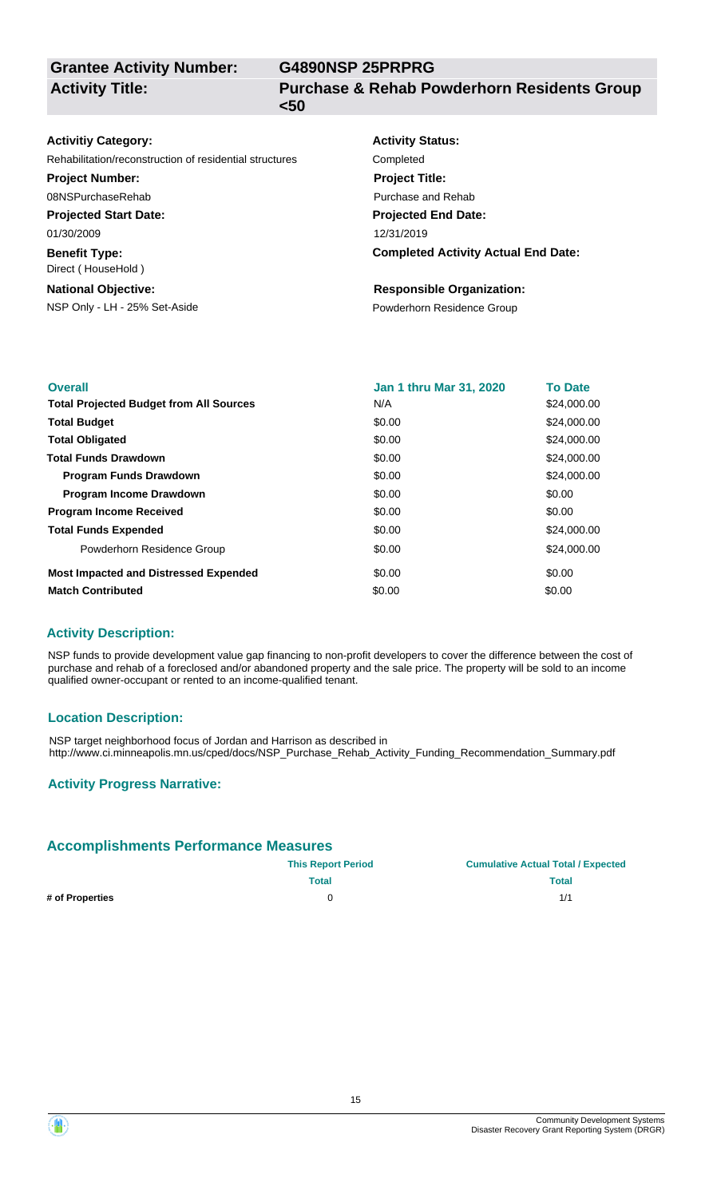| **Grantee Activity Number:** | **G4890NSP 25PRPRG** |
|---|---|
| **Activity Title:** | **Purchase & Rehab Powderhorn Residents Group <50** |

**Activitiy Category:**
Rehabilitation/reconstruction of residential structures

**Project Number:**
08NSPurchaseRehab

**Projected Start Date:**
01/30/2009

**Benefit Type:**
Direct ( HouseHold )

**National Objective:**
NSP Only - LH - 25% Set-Aside

**Activity Status:**
Completed

**Project Title:**
Purchase and Rehab

**Projected End Date:**
12/31/2019

**Completed Activity Actual End Date:**

**Responsible Organization:**
Powderhorn Residence Group

| **Overall** | **Jan 1 thru Mar 31, 2020** | **To Date** |
|---|---|---|
| **Total Projected Budget from All Sources** | N/A | $24,000.00 |
| **Total Budget** | $0.00 | $24,000.00 |
| **Total Obligated** | $0.00 | $24,000.00 |
| **Total Funds Drawdown** | $0.00 | $24,000.00 |
| **Program Funds Drawdown** | $0.00 | $24,000.00 |
| **Program Income Drawdown** | $0.00 | $0.00 |
| **Program Income Received** | $0.00 | $0.00 |
| **Total Funds Expended** | $0.00 | $24,000.00 |
| Powderhorn Residence Group | $0.00 | $24,000.00 |
| **Most Impacted and Distressed Expended** | $0.00 | $0.00 |
| **Match Contributed** | $0.00 | $0.00 |

## Activity Description:

NSP funds to provide development value gap financing to non-profit developers to cover the difference between the cost of purchase and rehab of a foreclosed and/or abandoned property and the sale price. The property will be sold to an income qualified owner-occupant or rented to an income-qualified tenant.

## Location Description:

NSP target neighborhood focus of Jordan and Harrison as described in http://www.ci.minneapolis.mn.us/cped/docs/NSP_Purchase_Rehab_Activity_Funding_Recommendation_Summary.pdf

## Activity Progress Narrative:

## Accomplishments Performance Measures

| | **This Report Period** | **Cumulative Actual Total / Expected** |
|---|---|---|
| | **Total** | **Total** |
| **# of Properties** | 0 | 1/1 |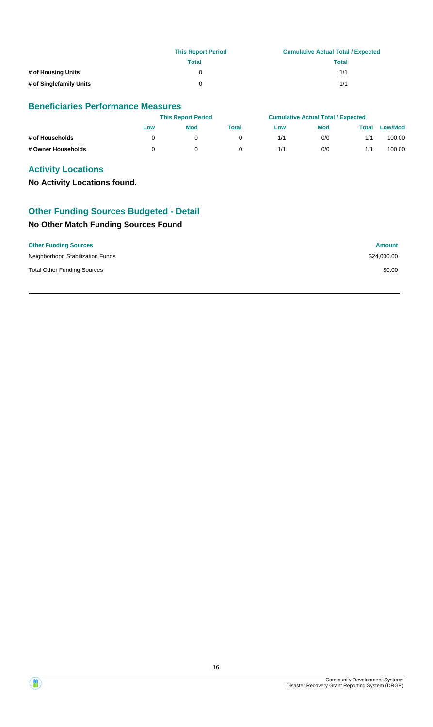| | This Report Period | Cumulative Actual Total / Expected |
|---|---|---|
| | Total | Total |
| # of Housing Units | 0 | 1/1 |
| # of Singlefamily Units | 0 | 1/1 |

## Beneficiaries Performance Measures

| | This Report Period | | | Cumulative Actual Total / Expected | | | |
|---|---|---|---|---|---|---|---|
| | Low | Mod | Total | Low | Mod | Total | Low/Mod |
| # of Households | 0 | 0 | 0 | 1/1 | 0/0 | 1/1 | 100.00 |
| # Owner Households | 0 | 0 | 0 | 1/1 | 0/0 | 1/1 | 100.00 |

## Activity Locations

**No Activity Locations found.**

## Other Funding Sources Budgeted - Detail

### No Other Match Funding Sources Found

| Other Funding Sources | Amount |
|---|---|
| Neighborhood Stabilization Funds | $24,000.00 |
| Total Other Funding Sources | $0.00 |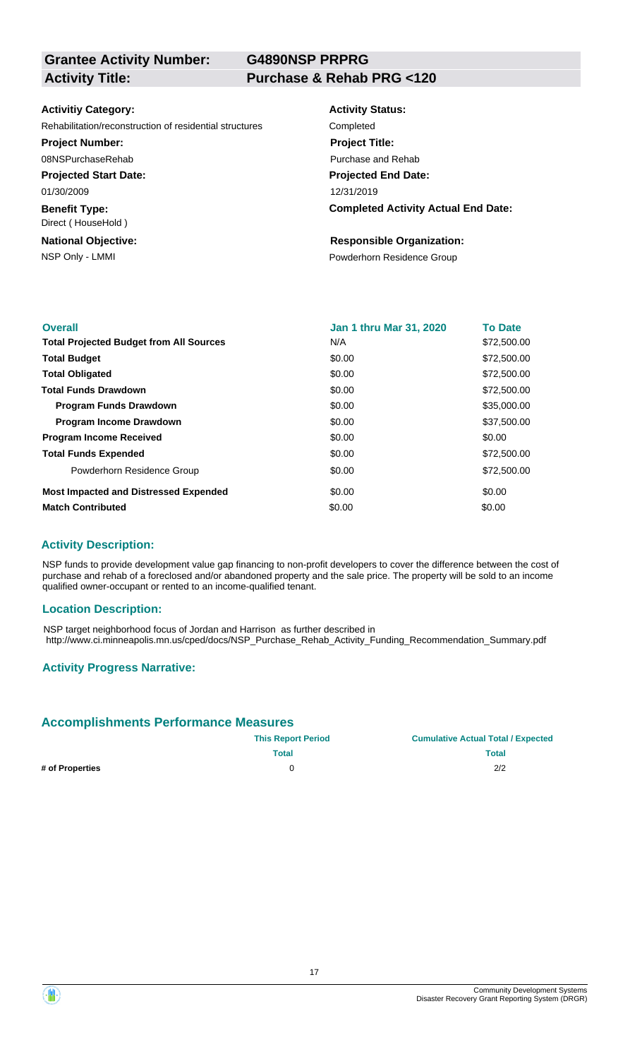| **Grantee Activity Number:** | **G4890NSP PRPRG** |
|---|---|
| **Activity Title:** | **Purchase & Rehab PRG <120** |

| | |
|---|---|
| **Activitiy Category:** | **Activity Status:** |
| Rehabilitation/reconstruction of residential structures | Completed |
| **Project Number:** | **Project Title:** |
| 08NSPurchaseRehab | Purchase and Rehab |
| **Projected Start Date:** | **Projected End Date:** |
| 01/30/2009 | 12/31/2019 |
| **Benefit Type:** | **Completed Activity Actual End Date:** |
| Direct ( HouseHold ) | |
| **National Objective:** | **Responsible Organization:** |
| NSP Only - LMMI | Powderhorn Residence Group |

| **Overall** | **Jan 1 thru Mar 31, 2020** | **To Date** |
|---|---|---|
| **Total Projected Budget from All Sources** | N/A | $72,500.00 |
| **Total Budget** | $0.00 | $72,500.00 |
| **Total Obligated** | $0.00 | $72,500.00 |
| **Total Funds Drawdown** | $0.00 | $72,500.00 |
| **Program Funds Drawdown** | $0.00 | $35,000.00 |
| **Program Income Drawdown** | $0.00 | $37,500.00 |
| **Program Income Received** | $0.00 | $0.00 |
| **Total Funds Expended** | $0.00 | $72,500.00 |
| Powderhorn Residence Group | $0.00 | $72,500.00 |
| **Most Impacted and Distressed Expended** | $0.00 | $0.00 |
| **Match Contributed** | $0.00 | $0.00 |

### Activity Description:

NSP funds to provide development value gap financing to non-profit developers to cover the difference between the cost of purchase and rehab of a foreclosed and/or abandoned property and the sale price. The property will be sold to an income qualified owner-occupant or rented to an income-qualified tenant.

### Location Description:

NSP target neighborhood focus of Jordan and Harrison as further described in http://www.ci.minneapolis.mn.us/cped/docs/NSP_Purchase_Rehab_Activity_Funding_Recommendation_Summary.pdf

### Activity Progress Narrative:

## Accomplishments Performance Measures

| | **This Report Period** | **Cumulative Actual Total / Expected** |
|---|---|---|
| | **Total** | **Total** |
| **# of Properties** | 0 | 2/2 |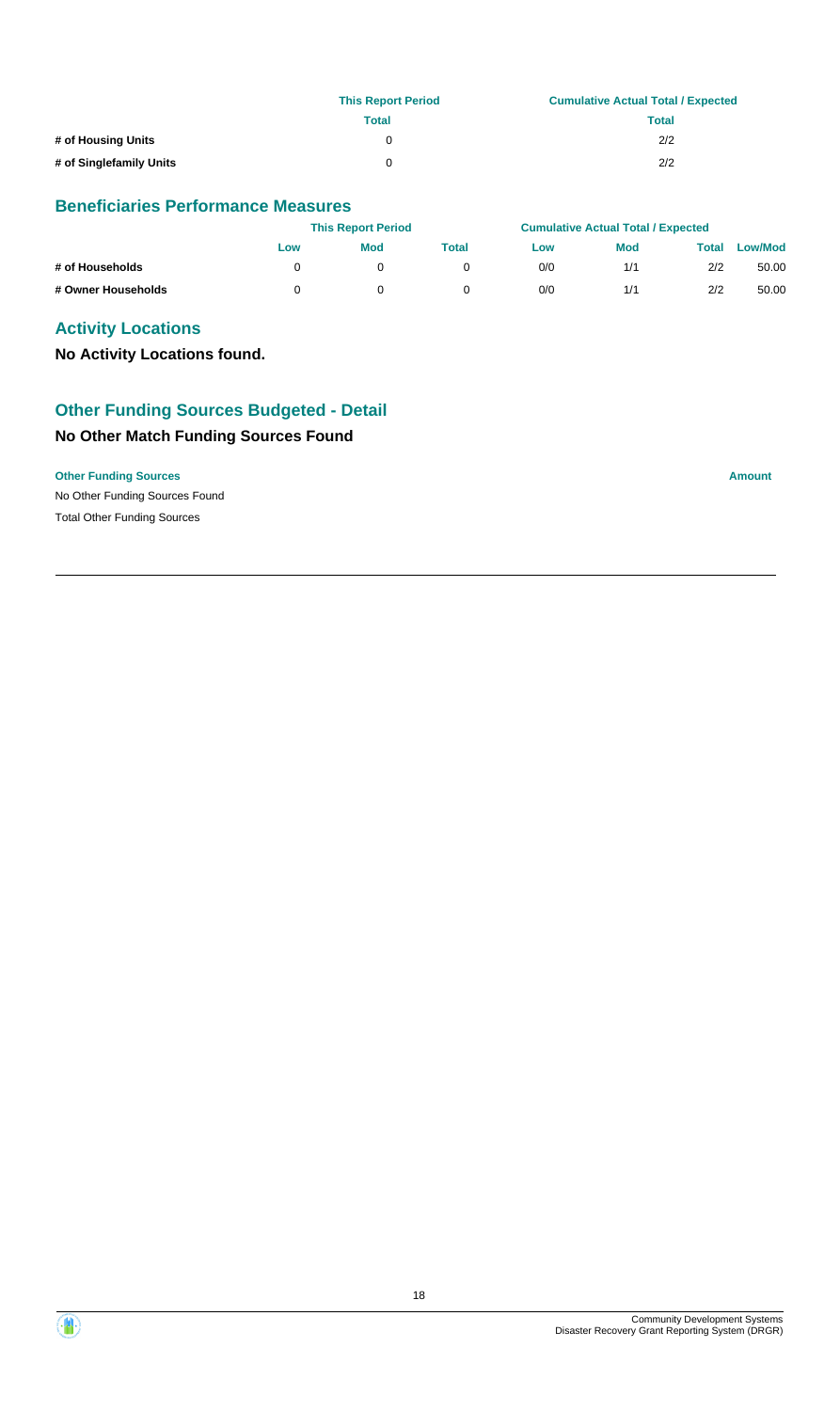| | This Report Period | Cumulative Actual Total / Expected |
|---|---|---|
| | Total | Total |
| # of Housing Units | 0 | 2/2 |
| # of Singlefamily Units | 0 | 2/2 |

## Beneficiaries Performance Measures

| | This Report Period | | | Cumulative Actual Total / Expected | | | |
|---|---|---|---|---|---|---|---|
| | Low | Mod | Total | Low | Mod | Total | Low/Mod |
| # of Households | 0 | 0 | 0 | 0/0 | 1/1 | 2/2 | 50.00 |
| # Owner Households | 0 | 0 | 0 | 0/0 | 1/1 | 2/2 | 50.00 |

## Activity Locations

**No Activity Locations found.**

## Other Funding Sources Budgeted - Detail

### No Other Match Funding Sources Found

| Other Funding Sources | Amount |
|---|---|
| No Other Funding Sources Found | |
| Total Other Funding Sources | |